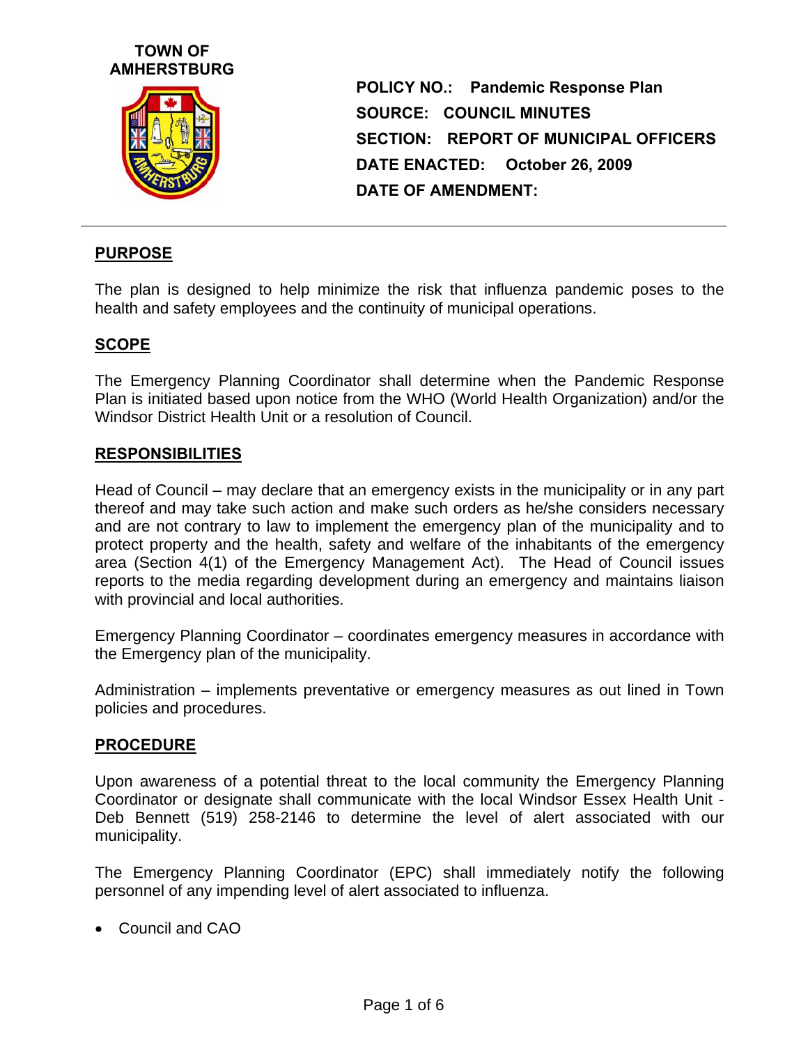**TOWN OF AMHERSTBURG**

**POLICY NO.: Pandemic Response Plan**
**SOURCE: COUNCIL MINUTES**
**SECTION: REPORT OF MUNICIPAL OFFICERS**
**DATE ENACTED: October 26, 2009**
**DATE OF AMENDMENT:**

---

## PURPOSE

The plan is designed to help minimize the risk that influenza pandemic poses to the health and safety employees and the continuity of municipal operations.

## SCOPE

The Emergency Planning Coordinator shall determine when the Pandemic Response Plan is initiated based upon notice from the WHO (World Health Organization) and/or the Windsor District Health Unit or a resolution of Council.

## RESPONSIBILITIES

Head of Council – may declare that an emergency exists in the municipality or in any part thereof and may take such action and make such orders as he/she considers necessary and are not contrary to law to implement the emergency plan of the municipality and to protect property and the health, safety and welfare of the inhabitants of the emergency area (Section 4(1) of the Emergency Management Act). The Head of Council issues reports to the media regarding development during an emergency and maintains liaison with provincial and local authorities.

Emergency Planning Coordinator – coordinates emergency measures in accordance with the Emergency plan of the municipality.

Administration – implements preventative or emergency measures as out lined in Town policies and procedures.

## PROCEDURE

Upon awareness of a potential threat to the local community the Emergency Planning Coordinator or designate shall communicate with the local Windsor Essex Health Unit - Deb Bennett (519) 258-2146 to determine the level of alert associated with our municipality.

The Emergency Planning Coordinator (EPC) shall immediately notify the following personnel of any impending level of alert associated to influenza.

- Council and CAO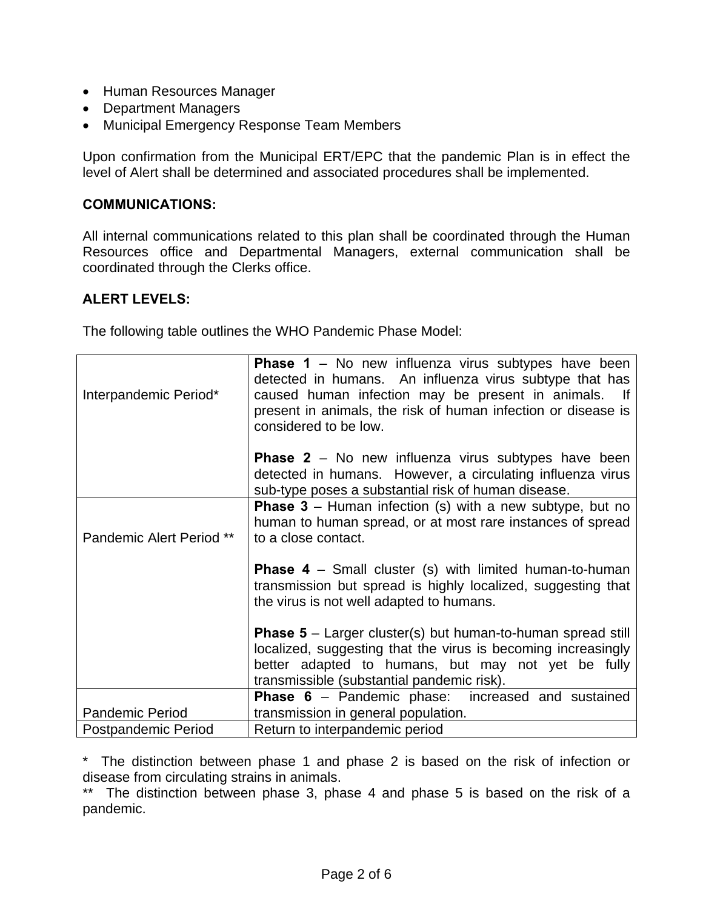- Human Resources Manager
- Department Managers
- Municipal Emergency Response Team Members

Upon confirmation from the Municipal ERT/EPC that the pandemic Plan is in effect the level of Alert shall be determined and associated procedures shall be implemented.

**COMMUNICATIONS:**

All internal communications related to this plan shall be coordinated through the Human Resources office and Departmental Managers, external communication shall be coordinated through the Clerks office.

**ALERT LEVELS:**

The following table outlines the WHO Pandemic Phase Model:

| | |
|---|---|
| Interpandemic Period* | **Phase 1** – No new influenza virus subtypes have been detected in humans. An influenza virus subtype that has caused human infection may be present in animals. If present in animals, the risk of human infection or disease is considered to be low.<br><br>**Phase 2** – No new influenza virus subtypes have been detected in humans. However, a circulating influenza virus sub-type poses a substantial risk of human disease. |
| Pandemic Alert Period ** | **Phase 3** – Human infection (s) with a new subtype, but no human to human spread, or at most rare instances of spread to a close contact.<br><br>**Phase 4** – Small cluster (s) with limited human-to-human transmission but spread is highly localized, suggesting that the virus is not well adapted to humans.<br><br>**Phase 5** – Larger cluster(s) but human-to-human spread still localized, suggesting that the virus is becoming increasingly better adapted to humans, but may not yet be fully transmissible (substantial pandemic risk). |
| Pandemic Period | **Phase 6** – Pandemic phase: increased and sustained transmission in general population. |
| Postpandemic Period | Return to interpandemic period |

* The distinction between phase 1 and phase 2 is based on the risk of infection or disease from circulating strains in animals.

** The distinction between phase 3, phase 4 and phase 5 is based on the risk of a pandemic.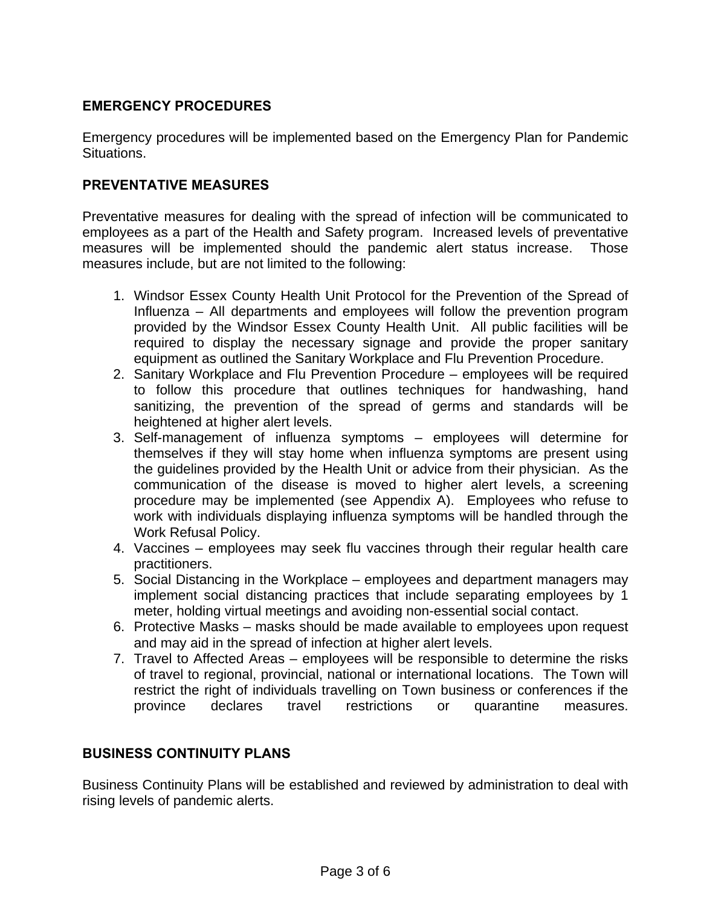## EMERGENCY PROCEDURES

Emergency procedures will be implemented based on the Emergency Plan for Pandemic Situations.

## PREVENTATIVE MEASURES

Preventative measures for dealing with the spread of infection will be communicated to employees as a part of the Health and Safety program. Increased levels of preventative measures will be implemented should the pandemic alert status increase. Those measures include, but are not limited to the following:

1. Windsor Essex County Health Unit Protocol for the Prevention of the Spread of Influenza – All departments and employees will follow the prevention program provided by the Windsor Essex County Health Unit. All public facilities will be required to display the necessary signage and provide the proper sanitary equipment as outlined the Sanitary Workplace and Flu Prevention Procedure.
2. Sanitary Workplace and Flu Prevention Procedure – employees will be required to follow this procedure that outlines techniques for handwashing, hand sanitizing, the prevention of the spread of germs and standards will be heightened at higher alert levels.
3. Self-management of influenza symptoms – employees will determine for themselves if they will stay home when influenza symptoms are present using the guidelines provided by the Health Unit or advice from their physician. As the communication of the disease is moved to higher alert levels, a screening procedure may be implemented (see Appendix A). Employees who refuse to work with individuals displaying influenza symptoms will be handled through the Work Refusal Policy.
4. Vaccines – employees may seek flu vaccines through their regular health care practitioners.
5. Social Distancing in the Workplace – employees and department managers may implement social distancing practices that include separating employees by 1 meter, holding virtual meetings and avoiding non-essential social contact.
6. Protective Masks – masks should be made available to employees upon request and may aid in the spread of infection at higher alert levels.
7. Travel to Affected Areas – employees will be responsible to determine the risks of travel to regional, provincial, national or international locations. The Town will restrict the right of individuals travelling on Town business or conferences if the province declares travel restrictions or quarantine measures.

## BUSINESS CONTINUITY PLANS

Business Continuity Plans will be established and reviewed by administration to deal with rising levels of pandemic alerts.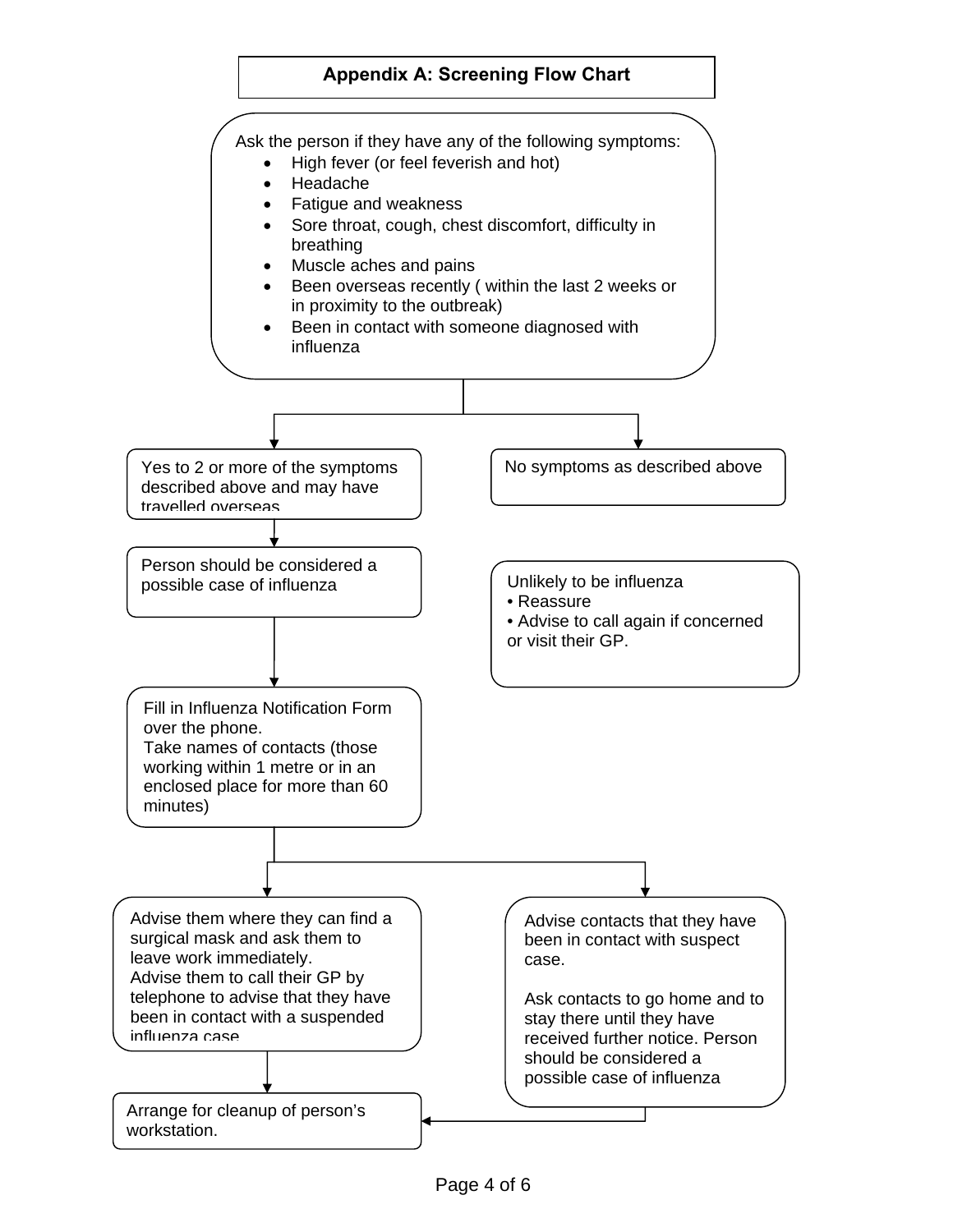## Appendix A: Screening Flow Chart

Ask the person if they have any of the following symptoms:

- High fever (or feel feverish and hot)
- Headache
- Fatigue and weakness
- Sore throat, cough, chest discomfort, difficulty in breathing
- Muscle aches and pains
- Been overseas recently ( within the last 2 weeks or in proximity to the outbreak)
- Been in contact with someone diagnosed with influenza

**Yes to 2 or more of the symptoms described above and may have travelled overseas**

→ Person should be considered a possible case of influenza

→ Fill in Influenza Notification Form over the phone.
Take names of contacts (those working within 1 metre or in an enclosed place for more than 60 minutes)

→ Advise them where they can find a surgical mask and ask them to leave work immediately.
Advise them to call their GP by telephone to advise that they have been in contact with a suspended influenza case

→ Advise contacts that they have been in contact with suspect case.

Ask contacts to go home and to stay there until they have received further notice. Person should be considered a possible case of influenza

→ Arrange for cleanup of person's workstation.

**No symptoms as described above**

→ Unlikely to be influenza
- Reassure
- Advise to call again if concerned or visit their GP.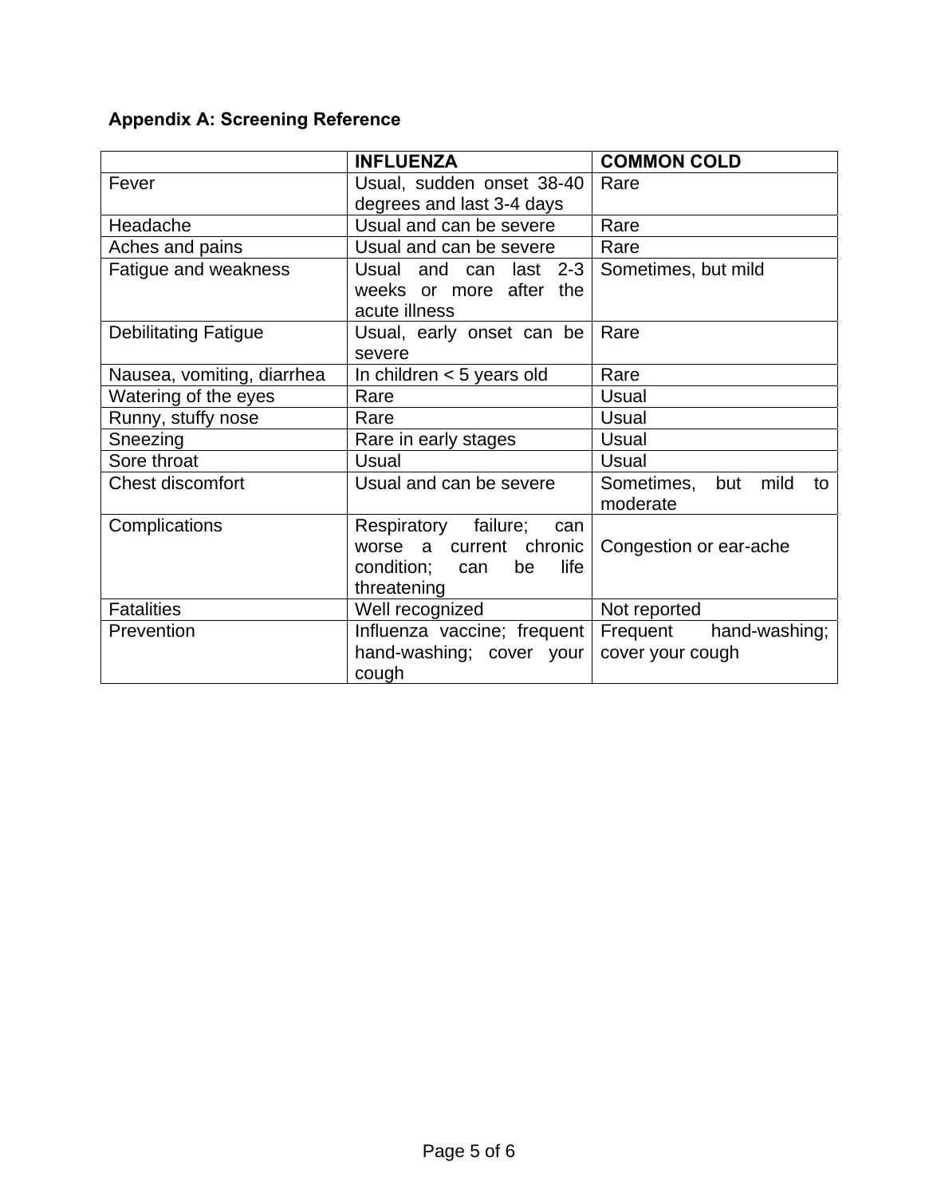### Appendix A: Screening Reference

| | INFLUENZA | COMMON COLD |
|---|---|---|
| Fever | Usual, sudden onset 38-40 degrees and last 3-4 days | Rare |
| Headache | Usual and can be severe | Rare |
| Aches and pains | Usual and can be severe | Rare |
| Fatigue and weakness | Usual and can last 2-3 weeks or more after the acute illness | Sometimes, but mild |
| Debilitating Fatigue | Usual, early onset can be severe | Rare |
| Nausea, vomiting, diarrhea | In children < 5 years old | Rare |
| Watering of the eyes | Rare | Usual |
| Runny, stuffy nose | Rare | Usual |
| Sneezing | Rare in early stages | Usual |
| Sore throat | Usual | Usual |
| Chest discomfort | Usual and can be severe | Sometimes, but mild to moderate |
| Complications | Respiratory failure; can worse a current chronic condition; can be life threatening | Congestion or ear-ache |
| Fatalities | Well recognized | Not reported |
| Prevention | Influenza vaccine; frequent hand-washing; cover your cough | Frequent hand-washing; cover your cough |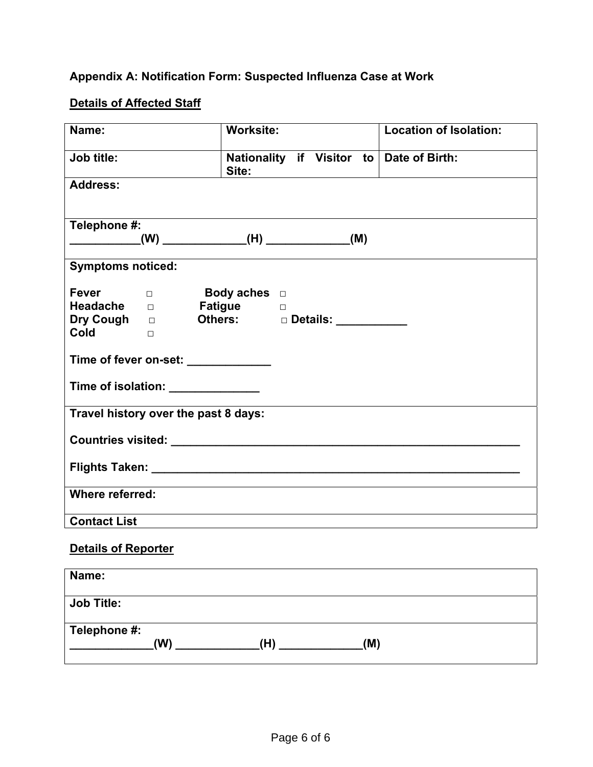**Appendix A: Notification Form: Suspected Influenza Case at Work**

**Details of Affected Staff**

| | | |
|---|---|---|
| **Name:** | **Worksite:** | **Location of Isolation:** |
| **Job title:** | **Nationality if Visitor to Site:** | **Date of Birth:** |
| **Address:** | | |
| **Telephone #:** ___________(W) _____________(H) _____________(M) | | |
| **Symptoms noticed:**<br><br>**Fever** □ **Body aches** □<br>**Headache** □ **Fatigue** □<br>**Dry Cough** □ **Others:** □ **Details:** ___________<br>**Cold** □<br><br>**Time of fever on-set:** _____________<br><br>**Time of isolation:** ______________ | | |
| **Travel history over the past 8 days:**<br><br>**Countries visited:** ________________________________________________________<br><br>**Flights Taken:** ___________________________________________________________ | | |
| **Where referred:** | | |
| **Contact List** | | |

**Details of Reporter**

| |
|---|
| **Name:** |
| **Job Title:** |
| **Telephone #:** _____________(W) _____________(H) _____________(M) |